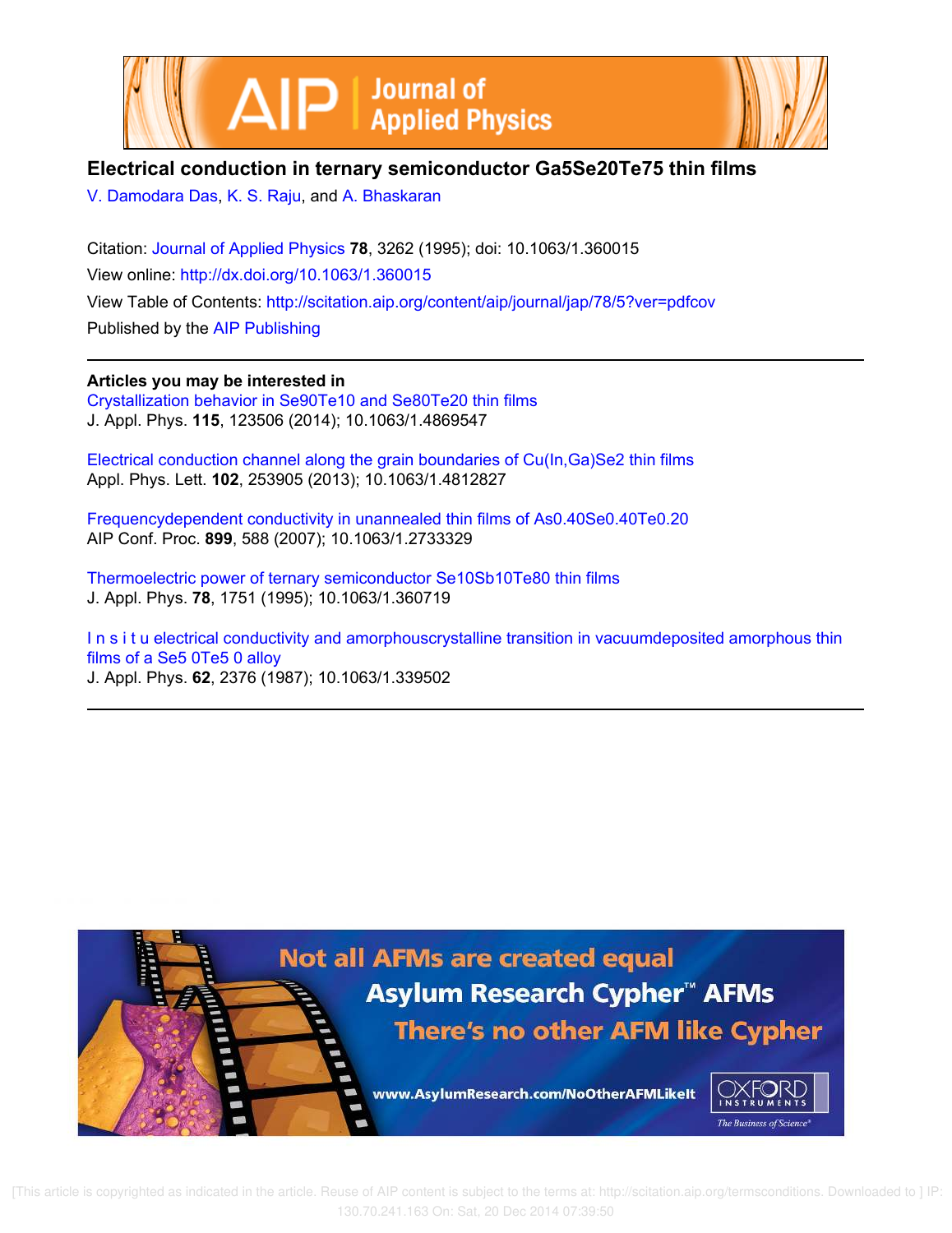# Electrical conduction in ternary semiconductor Ga5Se20Te75 thin films

V. Damodara Das, K. S. Raju, and A. Bhaskaran

Citation: Journal of Applied Physics **78**, 3262 (1995); doi: 10.1063/1.360015

View online: http://dx.doi.org/10.1063/1.360015

View Table of Contents: http://scitation.aip.org/content/aip/journal/jap/78/5?ver=pdfcov

Published by the AIP Publishing

---

**Articles you may be interested in**

Crystallization behavior in Se90Te10 and Se80Te20 thin films
J. Appl. Phys. **115**, 123506 (2014); 10.1063/1.4869547

Electrical conduction channel along the grain boundaries of Cu(In,Ga)Se2 thin films
Appl. Phys. Lett. **102**, 253905 (2013); 10.1063/1.4812827

Frequencydependent conductivity in unannealed thin films of As0.40Se0.40Te0.20
AIP Conf. Proc. **899**, 588 (2007); 10.1063/1.2733329

Thermoelectric power of ternary semiconductor Se10Sb10Te80 thin films
J. Appl. Phys. **78**, 1751 (1995); 10.1063/1.360719

I n s i t u electrical conductivity and amorphouscrystalline transition in vacuumdeposited amorphous thin films of a Se5 0Te5 0 alloy
J. Appl. Phys. **62**, 2376 (1987); 10.1063/1.339502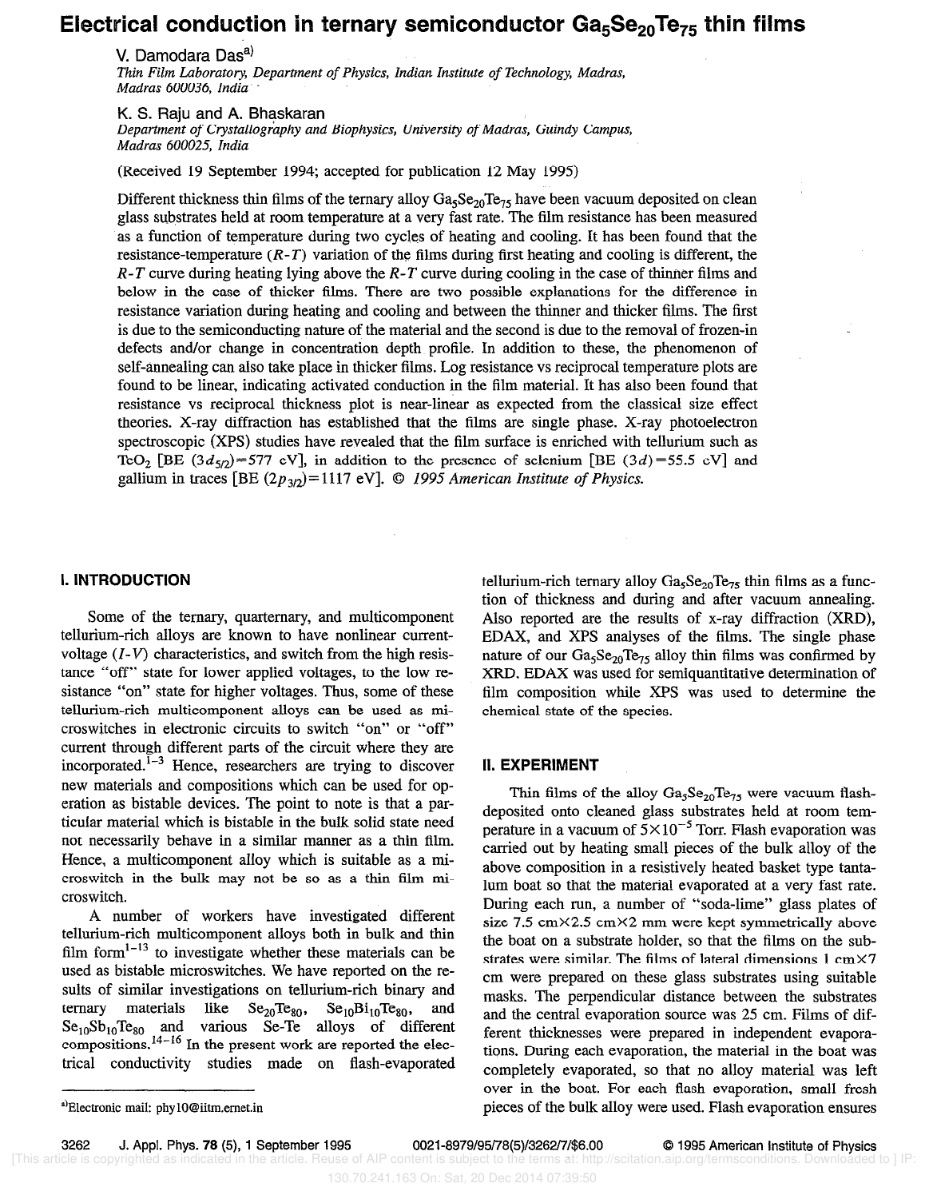# Electrical conduction in ternary semiconductor $Ga_5Se_{20}Te_{75}$ thin films

V. Damodara Das[a)]

*Thin Film Laboratory, Department of Physics, Indian Institute of Technology, Madras, Madras 600036, India*

K. S. Raju and A. Bhaskaran

*Department of Crystallography and Biophysics, University of Madras, Guindy Campus, Madras 600025, India*

(Received 19 September 1994; accepted for publication 12 May 1995)

Different thickness thin films of the ternary alloy $Ga_5Se_{20}Te_{75}$ have been vacuum deposited on clean glass substrates held at room temperature at a very fast rate. The film resistance has been measured as a function of temperature during two cycles of heating and cooling. It has been found that the resistance-temperature ($R$-$T$) variation of the films during first heating and cooling is different, the $R$-$T$ curve during heating lying above the $R$-$T$ curve during cooling in the case of thinner films and below in the case of thicker films. There are two possible explanations for the difference in resistance variation during heating and cooling and between the thinner and thicker films. The first is due to the semiconducting nature of the material and the second is due to the removal of frozen-in defects and/or change in concentration depth profile. In addition to these, the phenomenon of self-annealing can also take place in thicker films. Log resistance vs reciprocal temperature plots are found to be linear, indicating activated conduction in the film material. It has also been found that resistance vs reciprocal thickness plot is near-linear as expected from the classical size effect theories. X-ray diffraction has established that the films are single phase. X-ray photoelectron spectroscopic (XPS) studies have revealed that the film surface is enriched with tellurium such as $TeO_2$ [BE $(3d_{5/2})=577$ eV], in addition to the presence of selenium [BE $(3d)=55.5$ eV] and gallium in traces [BE $(2p_{3/2})=1117$ eV]. © *1995 American Institute of Physics.*

## I. INTRODUCTION

Some of the ternary, quaternary, and multicomponent tellurium-rich alloys are known to have nonlinear current-voltage ($I$-$V$) characteristics, and switch from the high resistance "off" state for lower applied voltages, to the low resistance "on" state for higher voltages. Thus, some of these tellurium-rich multicomponent alloys can be used as microswitches in electronic circuits to switch "on" or "off" current through different parts of the circuit where they are incorporated.[1–3] Hence, researchers are trying to discover new materials and compositions which can be used for operation as bistable devices. The point to note is that a particular material which is bistable in the bulk solid state need not necessarily behave in a similar manner as a thin film. Hence, a multicomponent alloy which is suitable as a microswitch in the bulk may not be so as a thin film microswitch.

A number of workers have investigated different tellurium-rich multicomponent alloys both in bulk and thin film form[1–13] to investigate whether these materials can be used as bistable microswitches. We have reported on the results of similar investigations on tellurium-rich binary and ternary materials like $Se_{20}Te_{80}$, $Se_{10}Bi_{10}Te_{80}$, and $Se_{10}Sb_{10}Te_{80}$ and various Se-Te alloys of different compositions.[14–16] In the present work are reported the electrical conductivity studies made on flash-evaporated tellurium-rich ternary alloy $Ga_5Se_{20}Te_{75}$ thin films as a function of thickness and during and after vacuum annealing. Also reported are the results of x-ray diffraction (XRD), EDAX, and XPS analyses of the films. The single phase nature of our $Ga_5Se_{20}Te_{75}$ alloy thin films was confirmed by XRD. EDAX was used for semiquantitative determination of film composition while XPS was used to determine the chemical state of the species.

## II. EXPERIMENT

Thin films of the alloy $Ga_5Se_{20}Te_{75}$ were vacuum flash-deposited onto cleaned glass substrates held at room temperature in a vacuum of $5\times10^{-5}$ Torr. Flash evaporation was carried out by heating small pieces of the bulk alloy of the above composition in a resistively heated basket type tantalum boat so that the material evaporated at a very fast rate. During each run, a number of "soda-lime" glass plates of size 7.5 cm×2.5 cm×2 mm were kept symmetrically above the boat on a substrate holder, so that the films on the substrates were similar. The films of lateral dimensions 1 cm×7 cm were prepared on these glass substrates using suitable masks. The perpendicular distance between the substrates and the central evaporation source was 25 cm. Films of different thicknesses were prepared in independent evaporations. During each evaporation, the material in the boat was completely evaporated, so that no alloy material was left over in the boat. For each flash evaporation, small fresh pieces of the bulk alloy were used. Flash evaporation ensures

a)Electronic mail: phy10@iitm.ernet.in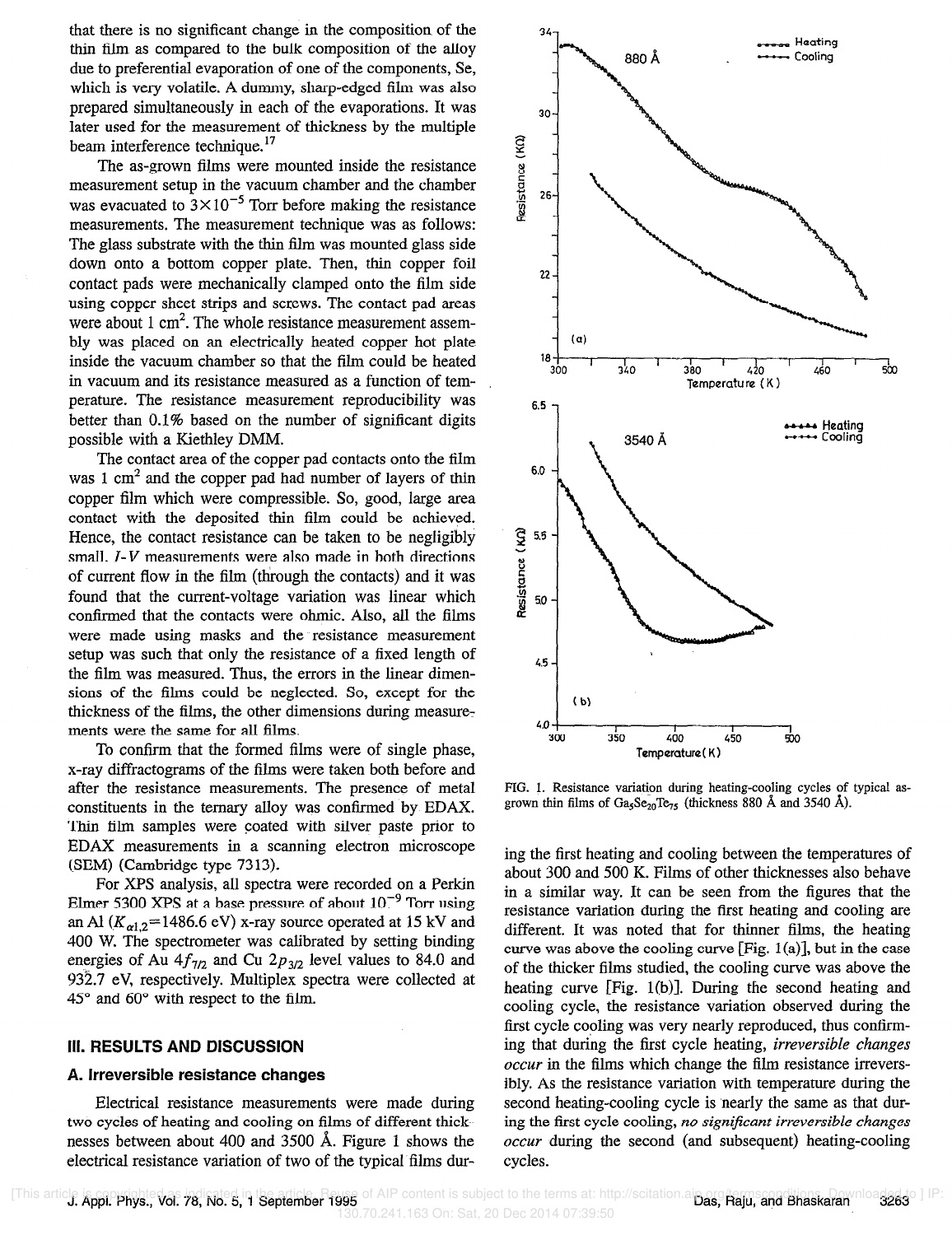that there is no significant change in the composition of the thin film as compared to the bulk composition of the alloy due to preferential evaporation of one of the components, Se, which is very volatile. A dummy, sharp-edged film was also prepared simultaneously in each of the evaporations. It was later used for the measurement of thickness by the multiple beam interference technique.[17]

The as-grown films were mounted inside the resistance measurement setup in the vacuum chamber and the chamber was evacuated to $3\times10^{-5}$ Torr before making the resistance measurements. The measurement technique was as follows: The glass substrate with the thin film was mounted glass side down onto a bottom copper plate. Then, thin copper foil contact pads were mechanically clamped onto the film side using copper sheet strips and screws. The contact pad areas were about 1 $cm^2$. The whole resistance measurement assembly was placed on an electrically heated copper hot plate inside the vacuum chamber so that the film could be heated in vacuum and its resistance measured as a function of temperature. The resistance measurement reproducibility was better than 0.1% based on the number of significant digits possible with a Kiethley DMM.

The contact area of the copper pad contacts onto the film was 1 $cm^2$ and the copper pad had number of layers of thin copper film which were compressible. So, good, large area contact with the deposited thin film could be achieved. Hence, the contact resistance can be taken to be negligibly small. $I$-$V$ measurements were also made in both directions of current flow in the film (through the contacts) and it was found that the current-voltage variation was linear which confirmed that the contacts were ohmic. Also, all the films were made using masks and the resistance measurement setup was such that only the resistance of a fixed length of the film was measured. Thus, the errors in the linear dimensions of the films could be neglected. So, except for the thickness of the films, the other dimensions during measurements were the same for all films.

To confirm that the formed films were of single phase, x-ray diffractograms of the films were taken both before and after the resistance measurements. The presence of metal constituents in the ternary alloy was confirmed by EDAX. Thin film samples were coated with silver paste prior to EDAX measurements in a scanning electron microscope (SEM) (Cambridge type 7313).

For XPS analysis, all spectra were recorded on a Perkin Elmer 5300 XPS at a base pressure of about $10^{-9}$ Torr using an Al ($K_{\alpha1,2}$=1486.6 eV) x-ray source operated at 15 kV and 400 W. The spectrometer was calibrated by setting binding energies of Au $4f_{7/2}$ and Cu $2p_{3/2}$ level values to 84.0 and 932.7 eV, respectively. Multiplex spectra were collected at 45° and 60° with respect to the film.

## III. RESULTS AND DISCUSSION

### A. Irreversible resistance changes

Electrical resistance measurements were made during two cycles of heating and cooling on films of different thicknesses between about 400 and 3500 Å. Figure 1 shows the electrical resistance variation of two of the typical films during the first heating and cooling between the temperatures of about 300 and 500 K. Films of other thicknesses also behave in a similar way. It can be seen from the figures that the resistance variation during the first heating and cooling are different. It was noted that for thinner films, the heating curve was above the cooling curve [Fig. 1(a)], but in the case of the thicker films studied, the cooling curve was above the heating curve [Fig. 1(b)]. During the second heating and cooling cycle, the resistance variation observed during the first cycle cooling was very nearly reproduced, thus confirming that during the first cycle heating, *irreversible changes occur* in the films which change the film resistance irreversibly. As the resistance variation with temperature during the second heating-cooling cycle is nearly the same as that during the first cycle cooling, *no significant irreversible changes occur* during the second (and subsequent) heating-cooling cycles.

(a)
880 Å
Heating
Cooling
Resistance (KΩ)
34
30
26
22
18
Temperature (K)
300 340 380 420 460 500

(b)
3540 Å
Heating
Cooling
Resistance (KΩ)
6.5
6.0
5.5
5.0
4.5
4.0
Temperature(K)
300 350 400 450 500

FIG. 1. Resistance variation during heating-cooling cycles of typical as-grown thin films of $Ga_5Se_{20}Te_{75}$ (thickness 880 Å and 3540 Å).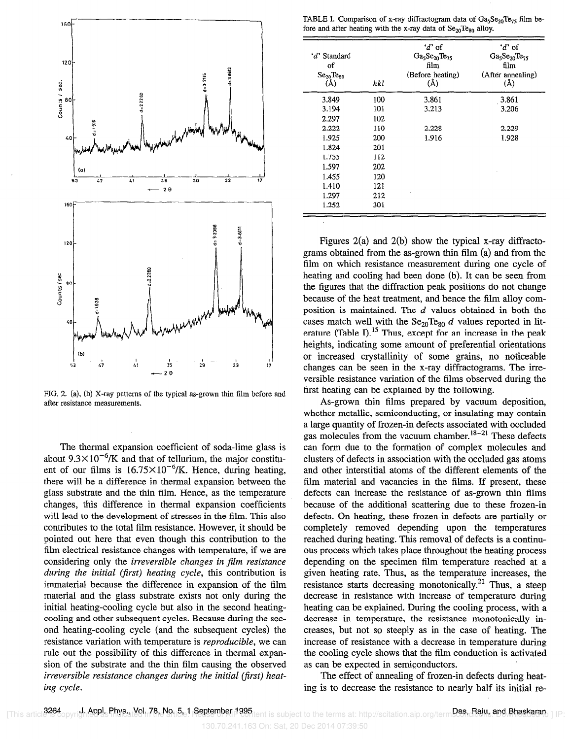FIG. 2(a)

160
120
80
40
Counts / sec.
d=1.916
d=2.2280
d=3.2155
d=3.8613
(a)
53 47 41 35 29 23 17
← 2θ

FIG. 2(b)

160
120
80
40
Counts / sec
d=1.928
d=2.2288
d=3.2056
d=3.8611
(b)
53 47 41 35 29 23 17
← 2θ

FIG. 2. (a), (b) X-ray patterns of the typical as-grown thin film before and after resistance measurements.

The thermal expansion coefficient of soda-lime glass is about $9.3\times10^{-6}$/K and that of tellurium, the major constituent of our films is $16.75\times10^{-6}$/K. Hence, during heating, there will be a difference in thermal expansion between the glass substrate and the thin film. Hence, as the temperature changes, this difference in thermal expansion coefficients will lead to the development of stresses in the film. This also contributes to the total film resistance. However, it should be pointed out here that even though this contribution to the film electrical resistance changes with temperature, if we are considering only the *irreversible changes in film resistance during the initial (first) heating cycle*, this contribution is immaterial because the difference in expansion of the film material and the glass substrate exists not only during the initial heating-cooling cycle but also in the second heating-cooling and other subsequent cycles. Because during the second heating-cooling cycle (and the subsequent cycles) the resistance variation with temperature is *reproducible*, we can rule out the possibility of this difference in thermal expansion of the substrate and the thin film causing the observed *irreversible resistance changes during the initial (first) heating cycle*.

TABLE I. Comparison of x-ray diffractogram data of $Ga_5Se_{20}Te_{75}$ film before and after heating with the x-ray data of $Se_{20}Te_{80}$ alloy.

| '$d$' Standard of $Se_{20}Te_{80}$ (Å) | $hkl$ | '$d$' of $Ga_5Se_{20}Te_{75}$ film (Before heating) (Å) | '$d$' of $Ga_5Se_{20}Te_{75}$ film (After annealing) (Å) |
|---|---|---|---|
| 3.849 | 100 | 3.861 | 3.861 |
| 3.194 | 101 | 3.213 | 3.206 |
| 2.297 | 102 | | |
| 2.222 | 110 | 2.228 | 2.229 |
| 1.925 | 200 | 1.916 | 1.928 |
| 1.824 | 201 | | |
| 1.755 | 112 | | |
| 1.597 | 202 | | |
| 1.455 | 120 | | |
| 1.410 | 121 | | |
| 1.297 | 212 | | |
| 1.252 | 301 | | |

Figures 2(a) and 2(b) show the typical x-ray diffractograms obtained from the as-grown thin film (a) and from the film on which resistance measurement during one cycle of heating and cooling had been done (b). It can be seen from the figures that the diffraction peak positions do not change because of the heat treatment, and hence the film alloy composition is maintained. The $d$ values obtained in both the cases match well with the $Se_{20}Te_{80}$ $d$ values reported in literature (Table I).[15] Thus, except for an increase in the peak heights, indicating some amount of preferential orientations or increased crystallinity of some grains, no noticeable changes can be seen in the x-ray diffractograms. The irreversible resistance variation of the films observed during the first heating can be explained by the following.

As-grown thin films prepared by vacuum deposition, whether metallic, semiconducting, or insulating may contain a large quantity of frozen-in defects associated with occluded gas molecules from the vacuum chamber.[18–21] These defects can form due to the formation of complex molecules and clusters of defects in association with the occluded gas atoms and other interstitial atoms of the different elements of the film material and vacancies in the films. If present, these defects can increase the resistance of as-grown thin films because of the additional scattering due to these frozen-in defects. On heating, these frozen-in defects are partially or completely removed depending upon the temperatures reached during heating. This removal of defects is a continuous process which takes place throughout the heating process depending on the specimen film temperature reached at a given heating rate. Thus, as the temperature increases, the resistance starts decreasing monotonically.[21] Thus, a steep decrease in resistance with increase of temperature during heating can be explained. During the cooling process, with a decrease in temperature, the resistance monotonically increases, but not so steeply as in the case of heating. The increase of resistance with a decrease in temperature during the cooling cycle shows that the film conduction is activated as can be expected in semiconductors.

The effect of annealing of frozen-in defects during heating is to decrease the resistance to nearly half its initial re-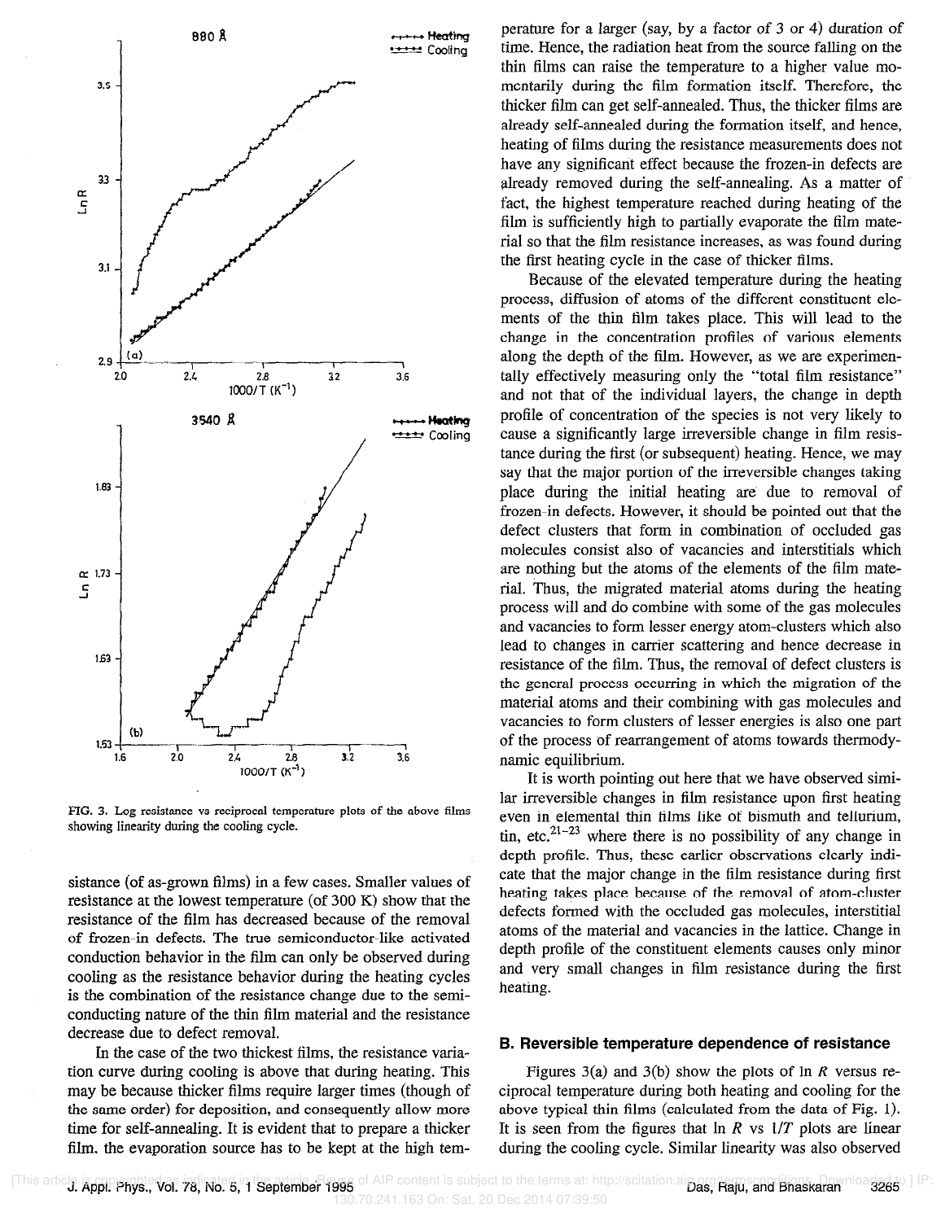880 Å

Heating

Cooling

Ln R

3.5

3.3

3.1

2.9

(a)

2.0 2.4 2.8 3.2 3.6

1000/T (K$^{-1}$)

3540 Å

Heating

Cooling

Ln R

1.83

1.73

1.63

1.53

(b)

1.6 2.0 2.4 2.8 3.2 3.6

1000/T (K$^{-1}$)

FIG. 3. Log resistance vs reciprocal temperature plots of the above films showing linearity during the cooling cycle.

sistance (of as-grown films) in a few cases. Smaller values of resistance at the lowest temperature (of 300 K) show that the resistance of the film has decreased because of the removal of frozen-in defects. The true semiconductor-like activated conduction behavior in the film can only be observed during cooling as the resistance behavior during the heating cycles is the combination of the resistance change due to the semiconducting nature of the thin film material and the resistance decrease due to defect removal.

In the case of the two thickest films, the resistance variation curve during cooling is above that during heating. This may be because thicker films require larger times (though of the same order) for deposition, and consequently allow more time for self-annealing. It is evident that to prepare a thicker film, the evaporation source has to be kept at the high temperature for a larger (say, by a factor of 3 or 4) duration of time. Hence, the radiation heat from the source falling on the thin films can raise the temperature to a higher value momentarily during the film formation itself. Therefore, the thicker film can get self-annealed. Thus, the thicker films are already self-annealed during the formation itself, and hence, heating of films during the resistance measurements does not have any significant effect because the frozen-in defects are already removed during the self-annealing. As a matter of fact, the highest temperature reached during heating of the film is sufficiently high to partially evaporate the film material so that the film resistance increases, as was found during the first heating cycle in the case of thicker films.

Because of the elevated temperature during the heating process, diffusion of atoms of the different constituent elements of the thin film takes place. This will lead to the change in the concentration profiles of various elements along the depth of the film. However, as we are experimentally effectively measuring only the "total film resistance" and not that of the individual layers, the change in depth profile of concentration of the species is not very likely to cause a significantly large irreversible change in film resistance during the first (or subsequent) heating. Hence, we may say that the major portion of the irreversible changes taking place during the initial heating are due to removal of frozen-in defects. However, it should be pointed out that the defect clusters that form in combination of occluded gas molecules consist also of vacancies and interstitials which are nothing but the atoms of the elements of the film material. Thus, the migrated material atoms during the heating process will and do combine with some of the gas molecules and vacancies to form lesser energy atom-clusters which also lead to changes in carrier scattering and hence decrease in resistance of the film. Thus, the removal of defect clusters is the general process occurring in which the migration of the material atoms and their combining with gas molecules and vacancies to form clusters of lesser energies is also one part of the process of rearrangement of atoms towards thermodynamic equilibrium.

It is worth pointing out here that we have observed similar irreversible changes in film resistance upon first heating even in elemental thin films like of bismuth and tellurium, tin, etc.[21–23] where there is no possibility of any change in depth profile. Thus, these earlier observations clearly indicate that the major change in the film resistance during first heating takes place because of the removal of atom-cluster defects formed with the occluded gas molecules, interstitial atoms of the material and vacancies in the lattice. Change in depth profile of the constituent elements causes only minor and very small changes in film resistance during the first heating.

## B. Reversible temperature dependence of resistance

Figures 3(a) and 3(b) show the plots of ln $R$ versus reciprocal temperature during both heating and cooling for the above typical thin films (calculated from the data of Fig. 1). It is seen from the figures that ln $R$ vs $1/T$ plots are linear during the cooling cycle. Similar linearity was also observed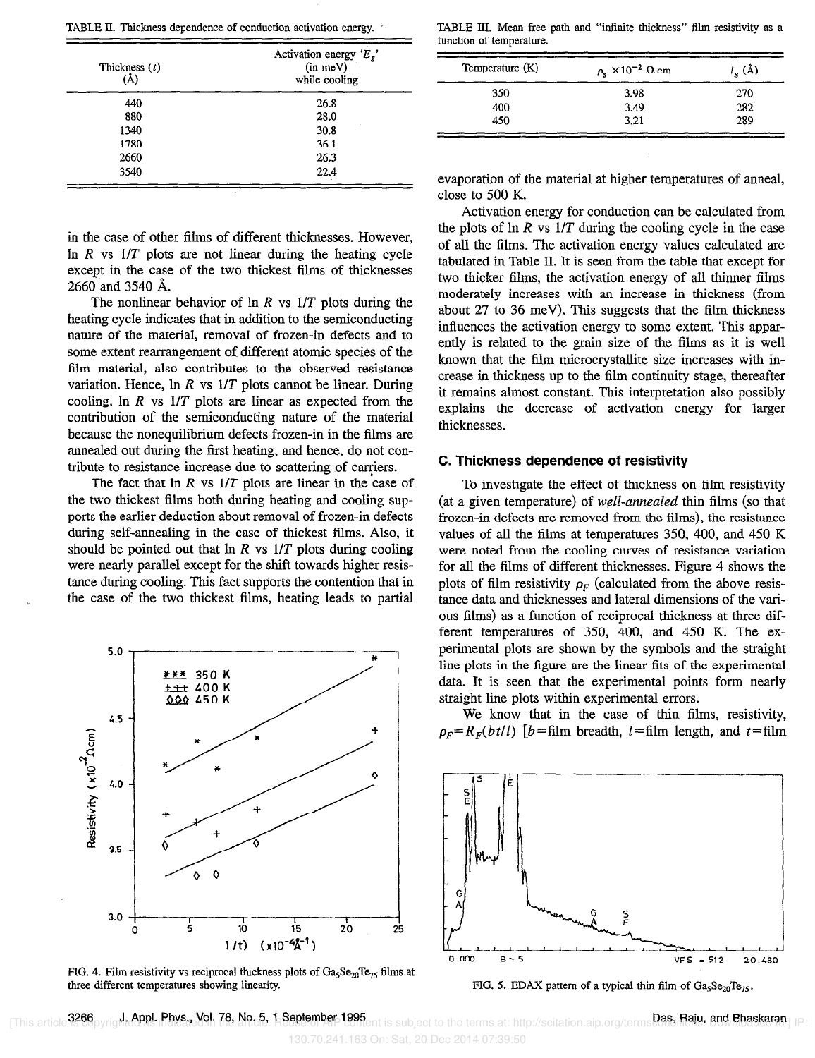TABLE II. Thickness dependence of conduction activation energy.

| Thickness ($t$) (Å) | Activation energy '$E_g$' (in meV) while cooling |
|---|---|
| 440 | 26.8 |
| 880 | 28.0 |
| 1340 | 30.8 |
| 1780 | 36.1 |
| 2660 | 26.3 |
| 3540 | 22.4 |

in the case of other films of different thicknesses. However, ln $R$ vs $1/T$ plots are not linear during the heating cycle except in the case of the two thickest films of thicknesses 2660 and 3540 Å.

The nonlinear behavior of ln $R$ vs $1/T$ plots during the heating cycle indicates that in addition to the semiconducting nature of the material, removal of frozen-in defects and to some extent rearrangement of different atomic species of the film material, also contributes to the observed resistance variation. Hence, ln $R$ vs $1/T$ plots cannot be linear. During cooling, ln $R$ vs $1/T$ plots are linear as expected from the contribution of the semiconducting nature of the material because the nonequilibrium defects frozen-in in the films are annealed out during the first heating, and hence, do not contribute to resistance increase due to scattering of carriers.

The fact that ln $R$ vs $1/T$ plots are linear in the case of the two thickest films both during heating and cooling supports the earlier deduction about removal of frozen-in defects during self-annealing in the case of thickest films. Also, it should be pointed out that ln $R$ vs $1/T$ plots during cooling were nearly parallel except for the shift towards higher resistance during cooling. This fact supports the contention that in the case of the two thickest films, heating leads to partial

5.0
4.5
4.0
3.5
3.0
*** 350 K
+++ 400 K
◊◊◊ 450 K
Resistivity (x10$^{-2}$Ωcm)
0 5 10 15 20 25
1/t) (x10$^{-4}$Å$^{-1}$)

FIG. 4. Film resistivity vs reciprocal thickness plots of $Ga_5Se_{20}Te_{75}$ films at three different temperatures showing linearity.

TABLE III. Mean free path and "infinite thickness" film resistivity as a function of temperature.

| Temperature (K) | $\rho_g \times 10^{-2}$ Ω cm | $l_g$ (Å) |
|---|---|---|
| 350 | 3.98 | 270 |
| 400 | 3.49 | 282 |
| 450 | 3.21 | 289 |

evaporation of the material at higher temperatures of anneal, close to 500 K.

Activation energy for conduction can be calculated from the plots of ln $R$ vs $1/T$ during the cooling cycle in the case of all the films. The activation energy values calculated are tabulated in Table II. It is seen from the table that except for two thicker films, the activation energy of all thinner films moderately increases with an increase in thickness (from about 27 to 36 meV). This suggests that the film thickness influences the activation energy to some extent. This apparently is related to the grain size of the films as it is well known that the film microcrystallite size increases with increase in thickness up to the film continuity stage, thereafter it remains almost constant. This interpretation also possibly explains the decrease of activation energy for larger thicknesses.

### C. Thickness dependence of resistivity

To investigate the effect of thickness on film resistivity (at a given temperature) of *well-annealed* thin films (so that frozen-in defects are removed from the films), the resistance values of all the films at temperatures 350, 400, and 450 K were noted from the cooling curves of resistance variation for all the films of different thicknesses. Figure 4 shows the plots of film resistivity $\rho_F$ (calculated from the above resistance data and thicknesses and lateral dimensions of the various films) as a function of reciprocal thickness at three different temperatures of 350, 400, and 450 K. The experimental plots are shown by the symbols and the straight line plots in the figure are the linear fits of the experimental data. It is seen that the experimental points form nearly straight line plots within experimental errors.

We know that in the case of thin films, resistivity, $\rho_F = R_F(bt/l)$ [$b$=film breadth, $l$=film length, and $t$=film

S E
S
E
G A
G A
S E
0.000 B~5 VFS = 512 20.480

FIG. 5. EDAX pattern of a typical thin film of $Ga_5Se_{20}Te_{75}$.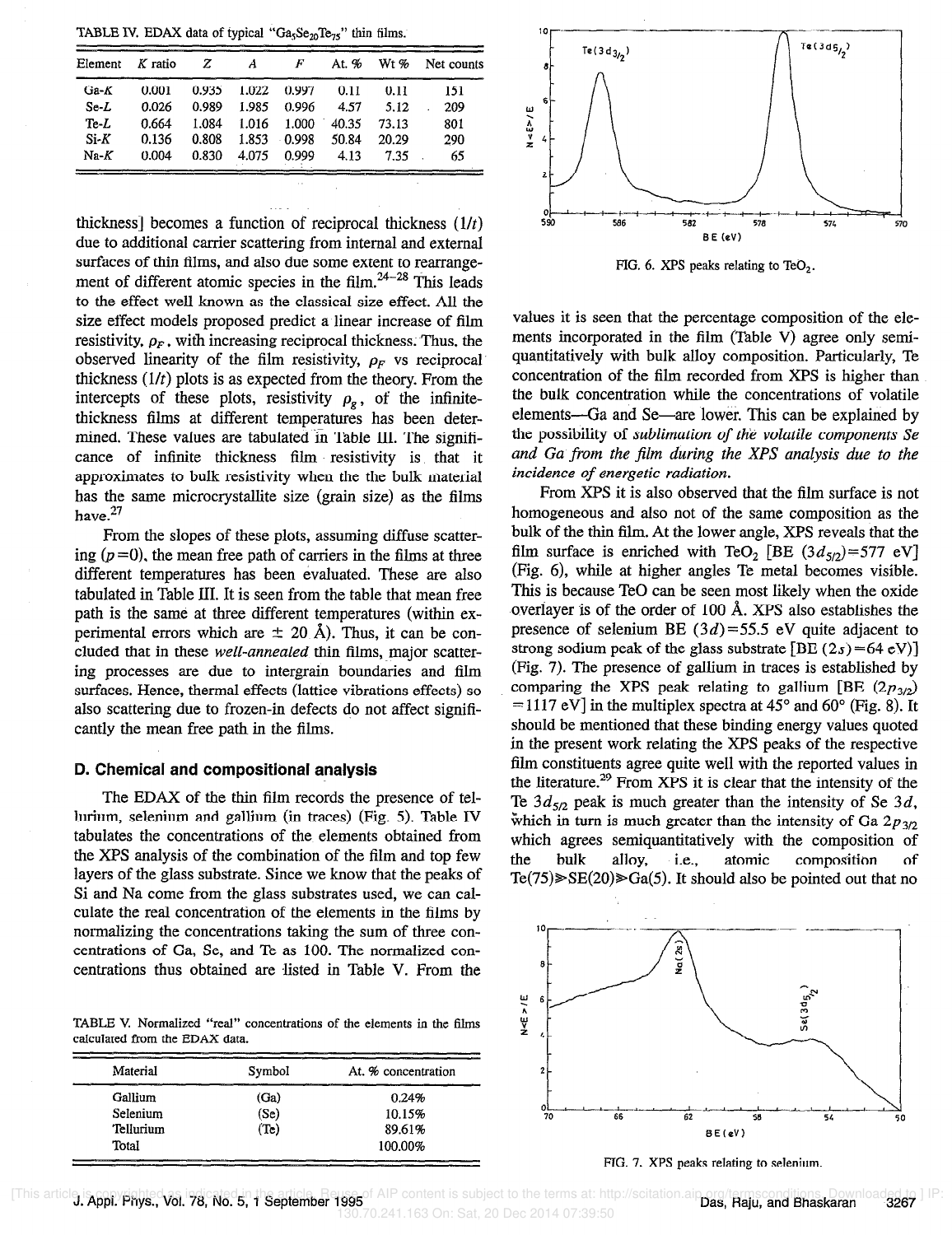TABLE IV. EDAX data of typical "$Ga_5Se_{20}Te_{75}$" thin films.

| Element | K ratio | Z | A | F | At. % | Wt % | Net counts |
|---|---|---|---|---|---|---|---|
| Ga-K | 0.001 | 0.935 | 1.022 | 0.997 | 0.11 | 0.11 | 151 |
| Se-L | 0.026 | 0.989 | 1.985 | 0.996 | 4.57 | 5.12 | 209 |
| Te-L | 0.664 | 1.084 | 1.016 | 1.000 | 40.35 | 73.13 | 801 |
| Si-K | 0.136 | 0.808 | 1.853 | 0.998 | 50.84 | 20.29 | 290 |
| Na-K | 0.004 | 0.830 | 4.075 | 0.999 | 4.13 | 7.35 | 65 |

thickness] becomes a function of reciprocal thickness $(1/t)$ due to additional carrier scattering from internal and external surfaces of thin films, and also due some extent to rearrangement of different atomic species in the film.[24–28] This leads to the effect well known as the classical size effect. All the size effect models proposed predict a linear increase of film resistivity, $\rho_F$, with increasing reciprocal thickness. Thus, the observed linearity of the film resistivity, $\rho_F$ vs reciprocal thickness $(1/t)$ plots is as expected from the theory. From the intercepts of these plots, resistivity $\rho_g$, of the infinite-thickness films at different temperatures has been determined. These values are tabulated in Table III. The significance of infinite thickness film resistivity is that it approximates to bulk resistivity when the the bulk material has the same microcrystallite size (grain size) as the films have.[27]

From the slopes of these plots, assuming diffuse scattering $(p=0)$, the mean free path of carriers in the films at three different temperatures has been evaluated. These are also tabulated in Table III. It is seen from the table that mean free path is the same at three different temperatures (within experimental errors which are $\pm$ 20 Å). Thus, it can be concluded that in these *well-annealed* thin films, major scattering processes are due to intergrain boundaries and film surfaces. Hence, thermal effects (lattice vibrations effects) so also scattering due to frozen-in defects do not affect significantly the mean free path in the films.

### D. Chemical and compositional analysis

The EDAX of the thin film records the presence of tellurium, selenium and gallium (in traces) (Fig. 5). Table IV tabulates the concentrations of the elements obtained from the XPS analysis of the combination of the film and top few layers of the glass substrate. Since we know that the peaks of Si and Na come from the glass substrates used, we can calculate the real concentration of the elements in the films by normalizing the concentrations taking the sum of three concentrations of Ga, Se, and Te as 100. The normalized concentrations thus obtained are listed in Table V. From the values it is seen that the percentage composition of the elements incorporated in the film (Table V) agree only semi-quantitatively with bulk alloy composition. Particularly, Te concentration of the film recorded from XPS is higher than the bulk concentration while the concentrations of volatile elements—Ga and Se—are lower. This can be explained by the possibility of *sublimation of the volatile components Se and Ga from the film during the XPS analysis due to the incidence of energetic radiation.*

TABLE V. Normalized "real" concentrations of the elements in the films calculated from the EDAX data.

| Material | Symbol | At. % concentration |
|---|---|---|
| Gallium | (Ga) | 0.24% |
| Selenium | (Se) | 10.15% |
| Tellurium | (Te) | 89.61% |
| Total | | 100.00% |

Te($3d_{3/2}$)
Te($3d_{5/2}$)
N<E>/E
BE (eV)
590 586 582 578 574 570

FIG. 6. XPS peaks relating to $TeO_2$.

From XPS it is also observed that the film surface is not homogeneous and also not of the same composition as the bulk of the thin film. At the lower angle, XPS reveals that the film surface is enriched with $TeO_2$ [BE ($3d_{5/2}$)=577 eV] (Fig. 6), while at higher angles Te metal becomes visible. This is because TeO can be seen most likely when the oxide overlayer is of the order of 100 Å. XPS also establishes the presence of selenium BE ($3d$)=55.5 eV quite adjacent to strong sodium peak of the glass substrate [BE ($2s$)=64 eV)] (Fig. 7). The presence of gallium in traces is established by comparing the XPS peak relating to gallium [BE ($2p_{3/2}$) =1117 eV] in the multiplex spectra at 45° and 60° (Fig. 8). It should be mentioned that these binding energy values quoted in the present work relating the XPS peaks of the respective film constituents agree quite well with the reported values in the literature.[29] From XPS it is clear that the intensity of the Te $3d_{5/2}$ peak is much greater than the intensity of Se $3d$, which in turn is much greater than the intensity of Ga $2p_{3/2}$ which agrees semiquantitatively with the composition of the bulk alloy, i.e., atomic composition of Te(75)$\gg$SE(20)$\gg$Ga(5). It should also be pointed out that no

Na(2s)
Se($3d_{5/2}$)
N<E>/E
BE (eV)
70 66 62 58 54 50

FIG. 7. XPS peaks relating to selenium.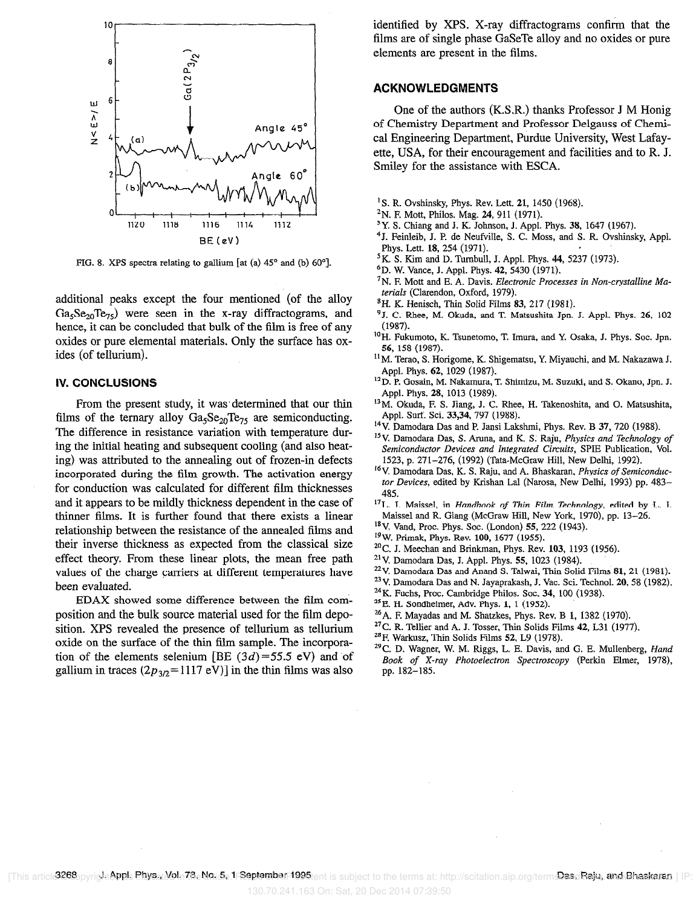10

8

6

4

2

0

N<E>/E

Ga(2P3/2)

Angle 45°

(a)

Angle 60°

(b)

1120 1118 1116 1114 1112

BE (eV)

FIG. 8. XPS spectra relating to gallium [at (a) 45° and (b) 60°].

additional peaks except the four mentioned (of the alloy $Ga_5Se_{20}Te_{75}$) were seen in the x-ray diffractograms, and hence, it can be concluded that bulk of the film is free of any oxides or pure elemental materials. Only the surface has oxides (of tellurium).

## IV. CONCLUSIONS

From the present study, it was determined that our thin films of the ternary alloy $Ga_5Se_{20}Te_{75}$ are semiconducting. The difference in resistance variation with temperature during the initial heating and subsequent cooling (and also heating) was attributed to the annealing out of frozen-in defects incorporated during the film growth. The activation energy for conduction was calculated for different film thicknesses and it appears to be mildly thickness dependent in the case of thinner films. It is further found that there exists a linear relationship between the resistance of the annealed films and their inverse thickness as expected from the classical size effect theory. From these linear plots, the mean free path values of the charge carriers at different temperatures have been evaluated.

EDAX showed some difference between the film composition and the bulk source material used for the film deposition. XPS revealed the presence of tellurium as tellurium oxide on the surface of the thin film sample. The incorporation of the elements selenium [BE $(3d)=55.5$ eV) and of gallium in traces $(2p_{3/2}=1117$ eV)] in the thin films was also identified by XPS. X-ray diffractograms confirm that the films are of single phase GaSeTe alloy and no oxides or pure elements are present in the films.

## ACKNOWLEDGMENTS

One of the authors (K.S.R.) thanks Professor J M Honig of Chemistry Department and Professor Delgauss of Chemical Engineering Department, Purdue University, West Lafayette, USA, for their encouragement and facilities and to R. J. Smiley for the assistance with ESCA.

[1] S. R. Ovshinsky, Phys. Rev. Lett. **21**, 1450 (1968).
[2] N. F. Mott, Philos. Mag. **24**, 911 (1971).
[3] Y. S. Chiang and J. K. Johnson, J. Appl. Phys. **38**, 1647 (1967).
[4] J. Feinleib, J. P. de Neufville, S. C. Moss, and S. R. Ovshinsky, Appl. Phys. Lett. **18**, 254 (1971).
[5] K. S. Kim and D. Turnbull, J. Appl. Phys. **44**, 5237 (1973).
[6] D. W. Vance, J. Appl. Phys. **42**, 5430 (1971).
[7] N. F. Mott and E. A. Davis. *Electronic Processes in Non-crystalline Materials* (Clarendon, Oxford, 1979).
[8] H. K. Henisch, Thin Solid Films **83**, 217 (1981).
[9] J. C. Rhee, M. Okuda, and T. Matsushita Jpn. J. Appl. Phys. **26**, 102 (1987).
[10] H. Fukumoto, K. Tsunetomo, T. Imura, and Y. Osaka, J. Phys. Soc. Jpn. **56**, 158 (1987).
[11] M. Terao, S. Horigome, K. Shigematsu, Y. Miyauchi, and M. Nakazawa J. Appl. Phys. **62**, 1029 (1987).
[12] D. P. Gosain, M. Nakamura, T. Shimizu, M. Suzuki, and S. Okano, Jpn. J. Appl. Phys. **28**, 1013 (1989).
[13] M. Okuda, F. S. Jiang, J. C. Rhee, H. Takenoshita, and O. Matsushita, Appl. Surf. Sci. **33,34**, 797 (1988).
[14] V. Damodara Das and P. Jansi Lakshmi, Phys. Rev. B **37**, 720 (1988).
[15] V. Damodara Das, S. Aruna, and K. S. Raju, *Physics and Technology of Semiconductor Devices and Integrated Circuits*, SPIE Publication, Vol. 1523, p. 271–276, (1992) (Tata-McGraw Hill, New Delhi, 1992).
[16] V. Damodara Das, K. S. Raju, and A. Bhaskaran, *Physics of Semiconductor Devices*, edited by Krishan Lal (Narosa, New Delhi, 1993) pp. 483–485.
[17] L. I. Maissel, in *Handbook of Thin Film Technology*, edited by L. I. Maissel and R. Glang (McGraw Hill, New York, 1970), pp. 13–26.
[18] V. Vand, Proc. Phys. Soc. (London) **55**, 222 (1943).
[19] W. Primak, Phys. Rev. **100**, 1677 (1955).
[20] C. J. Meechan and Brinkman, Phys. Rev. **103**, 1193 (1956).
[21] V. Damodara Das, J. Appl. Phys. **55**, 1023 (1984).
[22] V. Damodara Das and Anand S. Talwai, Thin Solid Films **81**, 21 (1981).
[23] V. Damodara Das and N. Jayaprakash, J. Vac. Sci. Technol. **20**, 58 (1982).
[24] K. Fuchs, Proc. Cambridge Philos. Soc. **34**, 100 (1938).
[25] E. H. Sondheimer, Adv. Phys. **1**, 1 (1952).
[26] A. F. Mayadas and M. Shatzkes, Phys. Rev. B **1**, 1382 (1970).
[27] C. R. Tellier and A. J. Tosser, Thin Solids Films **42**, L31 (1977).
[28] F. Warkusz, Thin Solids Films **52**, L9 (1978).
[29] C. D. Wagner, W. M. Riggs, L. E. Davis, and G. E. Mullenberg, *Hand Book of X-ray Photoelectron Spectroscopy* (Perkin Elmer, 1978), pp. 182–185.